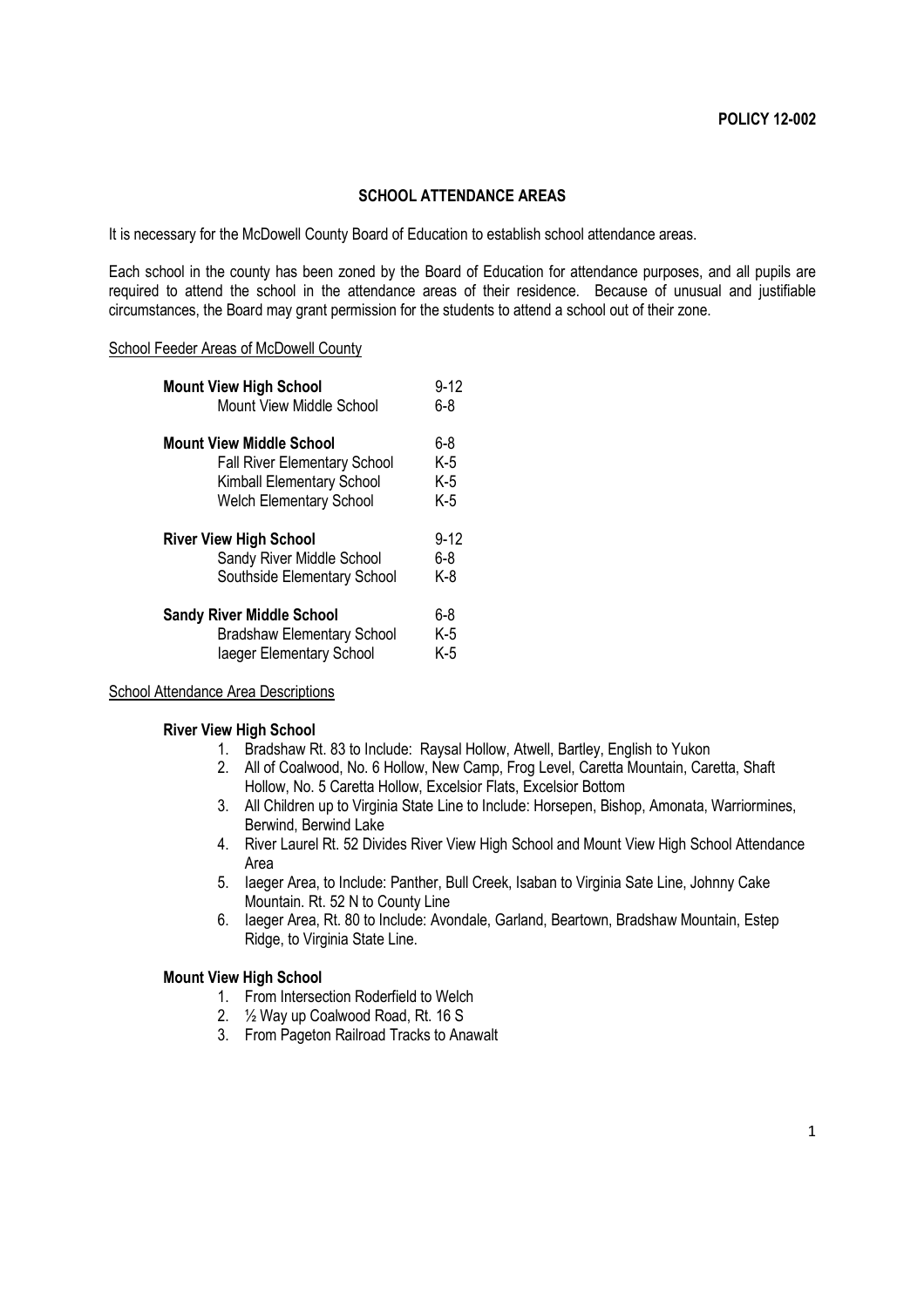**POLICY 12-002**

## SCHOOL ATTENDANCE AREAS

It is necessary for the McDowell County Board of Education to establish school attendance areas.

Each school in the county has been zoned by the Board of Education for attendance purposes, and all pupils are required to attend the school in the attendance areas of their residence. Because of unusual and justifiable circumstances, the Board may grant permission for the students to attend a school out of their zone.

School Feeder Areas of McDowell County

| | |
|---|---|
| **Mount View High School** | 9-12 |
| Mount View Middle School | 6-8 |
| **Mount View Middle School** | 6-8 |
| Fall River Elementary School | K-5 |
| Kimball Elementary School | K-5 |
| Welch Elementary School | K-5 |
| **River View High School** | 9-12 |
| Sandy River Middle School | 6-8 |
| Southside Elementary School | K-8 |
| **Sandy River Middle School** | 6-8 |
| Bradshaw Elementary School | K-5 |
| Iaeger Elementary School | K-5 |

School Attendance Area Descriptions

**River View High School**

1. Bradshaw Rt. 83 to Include: Raysal Hollow, Atwell, Bartley, English to Yukon
2. All of Coalwood, No. 6 Hollow, New Camp, Frog Level, Caretta Mountain, Caretta, Shaft Hollow, No. 5 Caretta Hollow, Excelsior Flats, Excelsior Bottom
3. All Children up to Virginia State Line to Include: Horsepen, Bishop, Amonata, Warriormines, Berwind, Berwind Lake
4. River Laurel Rt. 52 Divides River View High School and Mount View High School Attendance Area
5. Iaeger Area, to Include: Panther, Bull Creek, Isaban to Virginia Sate Line, Johnny Cake Mountain. Rt. 52 N to County Line
6. Iaeger Area, Rt. 80 to Include: Avondale, Garland, Beartown, Bradshaw Mountain, Estep Ridge, to Virginia State Line.

**Mount View High School**

1. From Intersection Roderfield to Welch
2. ½ Way up Coalwood Road, Rt. 16 S
3. From Pageton Railroad Tracks to Anawalt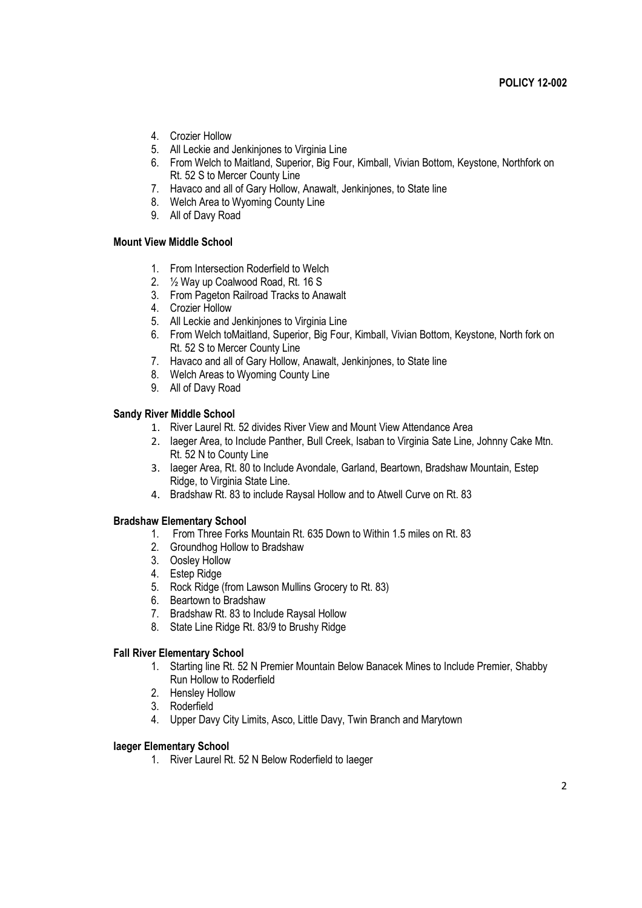4. Crozier Hollow
5. All Leckie and Jenkinjones to Virginia Line
6. From Welch to Maitland, Superior, Big Four, Kimball, Vivian Bottom, Keystone, Northfork on Rt. 52 S to Mercer County Line
7. Havaco and all of Gary Hollow, Anawalt, Jenkinjones, to State line
8. Welch Area to Wyoming County Line
9. All of Davy Road

**Mount View Middle School**

1. From Intersection Roderfield to Welch
2. ½ Way up Coalwood Road, Rt. 16 S
3. From Pageton Railroad Tracks to Anawalt
4. Crozier Hollow
5. All Leckie and Jenkinjones to Virginia Line
6. From Welch toMaitland, Superior, Big Four, Kimball, Vivian Bottom, Keystone, North fork on Rt. 52 S to Mercer County Line
7. Havaco and all of Gary Hollow, Anawalt, Jenkinjones, to State line
8. Welch Areas to Wyoming County Line
9. All of Davy Road

**Sandy River Middle School**

1. River Laurel Rt. 52 divides River View and Mount View Attendance Area
2. Iaeger Area, to Include Panther, Bull Creek, Isaban to Virginia Sate Line, Johnny Cake Mtn. Rt. 52 N to County Line
3. Iaeger Area, Rt. 80 to Include Avondale, Garland, Beartown, Bradshaw Mountain, Estep Ridge, to Virginia State Line.
4. Bradshaw Rt. 83 to include Raysal Hollow and to Atwell Curve on Rt. 83

**Bradshaw Elementary School**

1. From Three Forks Mountain Rt. 635 Down to Within 1.5 miles on Rt. 83
2. Groundhog Hollow to Bradshaw
3. Oosley Hollow
4. Estep Ridge
5. Rock Ridge (from Lawson Mullins Grocery to Rt. 83)
6. Beartown to Bradshaw
7. Bradshaw Rt. 83 to Include Raysal Hollow
8. State Line Ridge Rt. 83/9 to Brushy Ridge

**Fall River Elementary School**

1. Starting line Rt. 52 N Premier Mountain Below Banacek Mines to Include Premier, Shabby Run Hollow to Roderfield
2. Hensley Hollow
3. Roderfield
4. Upper Davy City Limits, Asco, Little Davy, Twin Branch and Marytown

**Iaeger Elementary School**

1. River Laurel Rt. 52 N Below Roderfield to Iaeger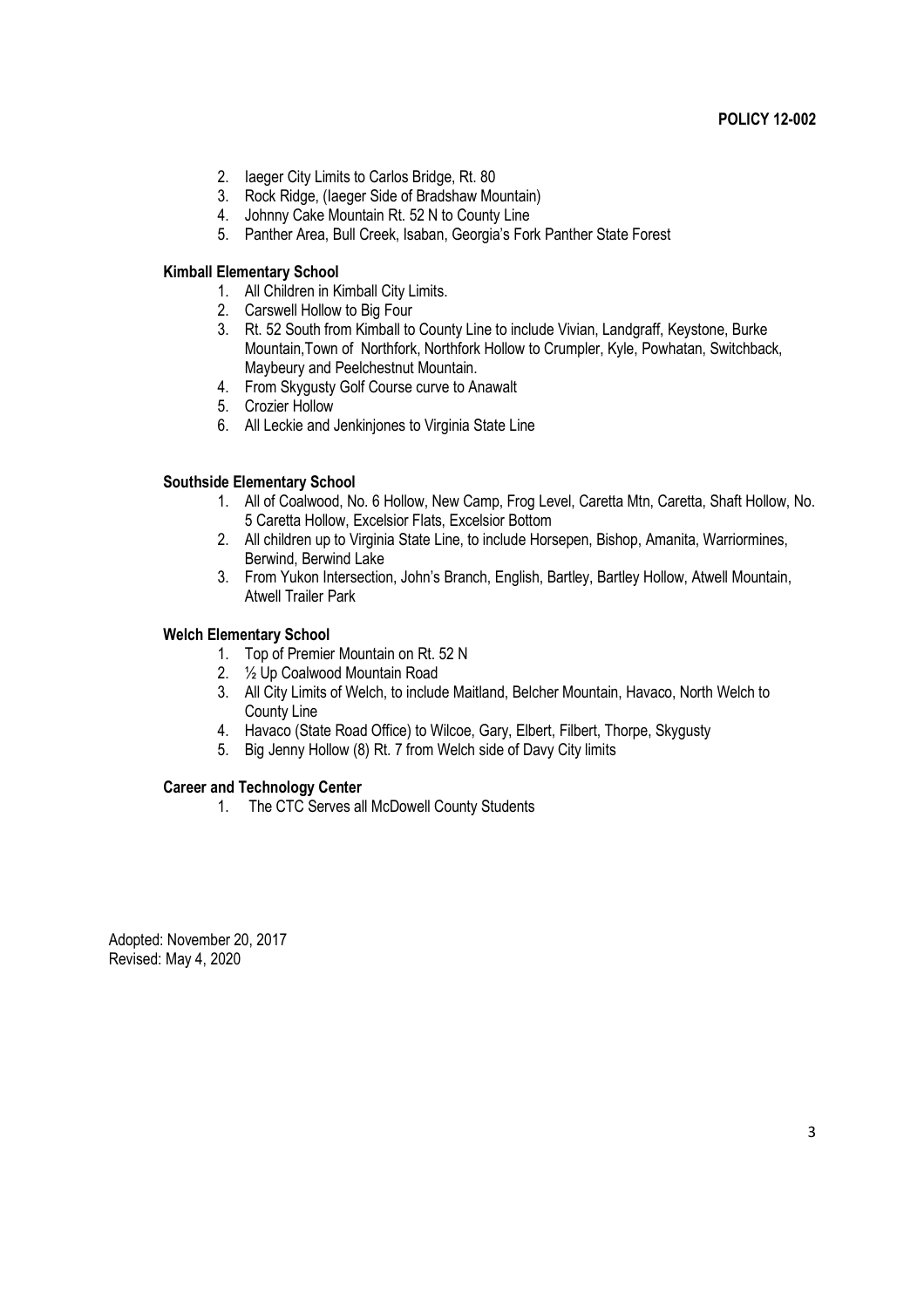2. Iaeger City Limits to Carlos Bridge, Rt. 80
3. Rock Ridge, (Iaeger Side of Bradshaw Mountain)
4. Johnny Cake Mountain Rt. 52 N to County Line
5. Panther Area, Bull Creek, Isaban, Georgia's Fork Panther State Forest

**Kimball Elementary School**

1. All Children in Kimball City Limits.
2. Carswell Hollow to Big Four
3. Rt. 52 South from Kimball to County Line to include Vivian, Landgraff, Keystone, Burke Mountain,Town of Northfork, Northfork Hollow to Crumpler, Kyle, Powhatan, Switchback, Maybeury and Peelchestnut Mountain.
4. From Skygusty Golf Course curve to Anawalt
5. Crozier Hollow
6. All Leckie and Jenkinjones to Virginia State Line

**Southside Elementary School**

1. All of Coalwood, No. 6 Hollow, New Camp, Frog Level, Caretta Mtn, Caretta, Shaft Hollow, No. 5 Caretta Hollow, Excelsior Flats, Excelsior Bottom
2. All children up to Virginia State Line, to include Horsepen, Bishop, Amanita, Warriormines, Berwind, Berwind Lake
3. From Yukon Intersection, John's Branch, English, Bartley, Bartley Hollow, Atwell Mountain, Atwell Trailer Park

**Welch Elementary School**

1. Top of Premier Mountain on Rt. 52 N
2. ½ Up Coalwood Mountain Road
3. All City Limits of Welch, to include Maitland, Belcher Mountain, Havaco, North Welch to County Line
4. Havaco (State Road Office) to Wilcoe, Gary, Elbert, Filbert, Thorpe, Skygusty
5. Big Jenny Hollow (8) Rt. 7 from Welch side of Davy City limits

**Career and Technology Center**

1. The CTC Serves all McDowell County Students

Adopted: November 20, 2017
Revised: May 4, 2020